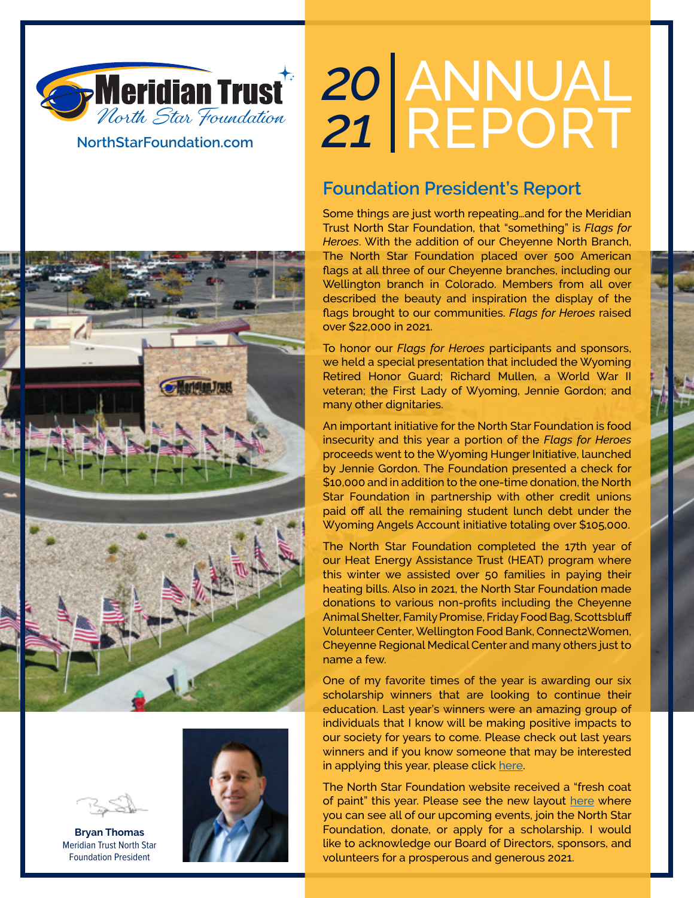Meridian Trust North Star Foundation

NorthStarFoundation.com

# 2021 ANNUAL REPORT

## Foundation President's Report

Some things are just worth repeating…and for the Meridian Trust North Star Foundation, that "something" is *Flags for Heroes*. With the addition of our Cheyenne North Branch, The North Star Foundation placed over 500 American flags at all three of our Cheyenne branches, including our Wellington branch in Colorado. Members from all over described the beauty and inspiration the display of the flags brought to our communities. *Flags for Heroes* raised over $22,000 in 2021.

To honor our *Flags for Heroes* participants and sponsors, we held a special presentation that included the Wyoming Retired Honor Guard; Richard Mullen, a World War II veteran; the First Lady of Wyoming, Jennie Gordon; and many other dignitaries.

An important initiative for the North Star Foundation is food insecurity and this year a portion of the *Flags for Heroes* proceeds went to the Wyoming Hunger Initiative, launched by Jennie Gordon. The Foundation presented a check for $10,000 and in addition to the one-time donation, the North Star Foundation in partnership with other credit unions paid off all the remaining student lunch debt under the Wyoming Angels Account initiative totaling over $105,000.

The North Star Foundation completed the 17th year of our Heat Energy Assistance Trust (HEAT) program where this winter we assisted over 50 families in paying their heating bills. Also in 2021, the North Star Foundation made donations to various non-profits including the Cheyenne Animal Shelter, Family Promise, Friday Food Bag, Scottsbluff Volunteer Center, Wellington Food Bank, Connect2Women, Cheyenne Regional Medical Center and many others just to name a few.

One of my favorite times of the year is awarding our six scholarship winners that are looking to continue their education. Last year's winners were an amazing group of individuals that I know will be making positive impacts to our society for years to come. Please check out last years winners and if you know someone that may be interested in applying this year, please click here.

The North Star Foundation website received a "fresh coat of paint" this year. Please see the new layout here where you can see all of our upcoming events, join the North Star Foundation, donate, or apply for a scholarship. I would like to acknowledge our Board of Directors, sponsors, and volunteers for a prosperous and generous 2021.

**Bryan Thomas**
Meridian Trust North Star Foundation President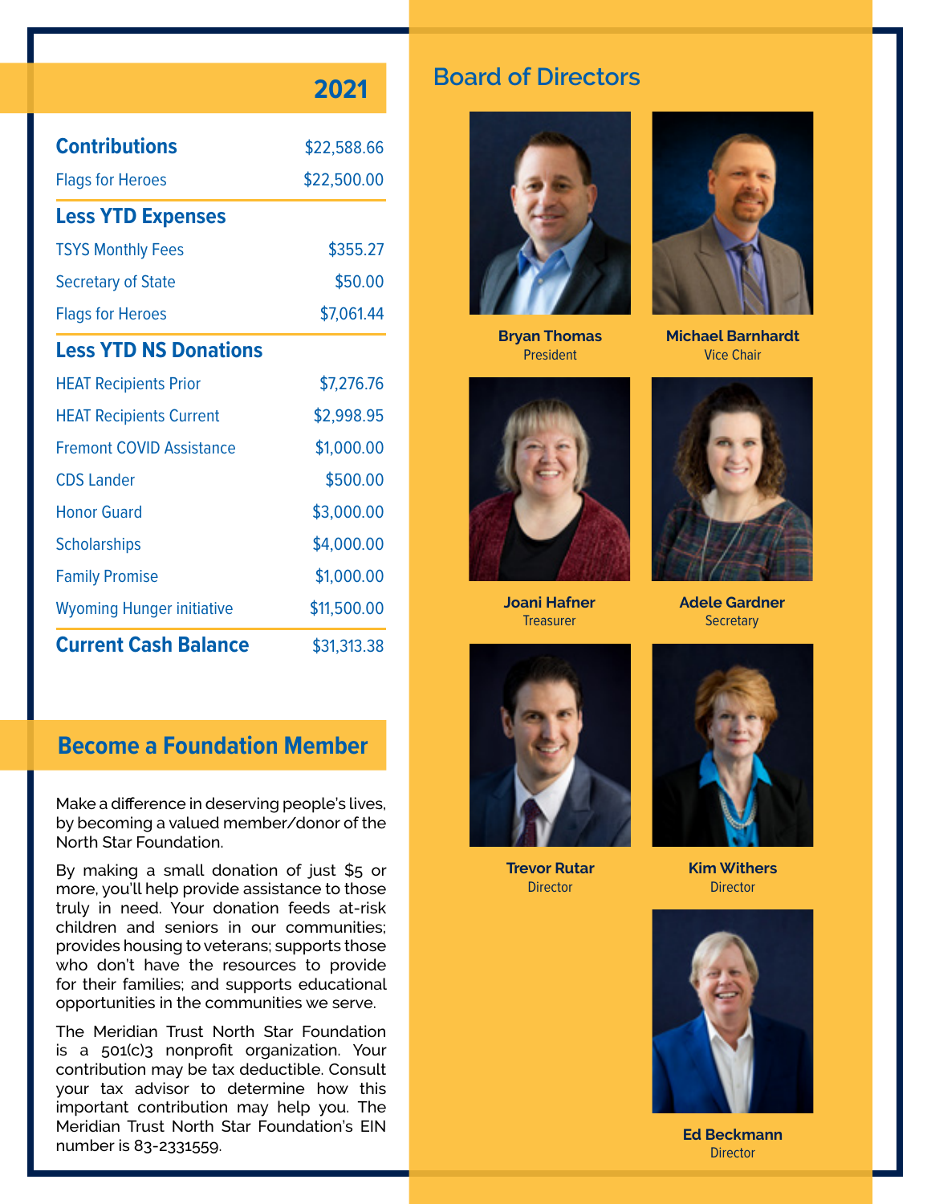| | 2021 |
|---|---|
| **Contributions** | $22,588.66 |
| Flags for Heroes | $22,500.00 |
| **Less YTD Expenses** | |
| TSYS Monthly Fees | $355.27 |
| Secretary of State | $50.00 |
| Flags for Heroes | $7,061.44 |
| **Less YTD NS Donations** | |
| HEAT Recipients Prior | $7,276.76 |
| HEAT Recipients Current | $2,998.95 |
| Fremont COVID Assistance | $1,000.00 |
| CDS Lander | $500.00 |
| Honor Guard | $3,000.00 |
| Scholarships | $4,000.00 |
| Family Promise | $1,000.00 |
| Wyoming Hunger initiative | $11,500.00 |
| **Current Cash Balance** | $31,313.38 |

## Become a Foundation Member

Make a difference in deserving people's lives, by becoming a valued member/donor of the North Star Foundation.

By making a small donation of just $5 or more, you'll help provide assistance to those truly in need. Your donation feeds at-risk children and seniors in our communities; provides housing to veterans; supports those who don't have the resources to provide for their families; and supports educational opportunities in the communities we serve.

The Meridian Trust North Star Foundation is a 501(c)3 nonprofit organization. Your contribution may be tax deductible. Consult your tax advisor to determine how this important contribution may help you. The Meridian Trust North Star Foundation's EIN number is 83-2331559.

## Board of Directors

**Bryan Thomas**
President

**Michael Barnhardt**
Vice Chair

**Joani Hafner**
Treasurer

**Adele Gardner**
Secretary

**Trevor Rutar**
Director

**Kim Withers**
Director

**Ed Beckmann**
Director